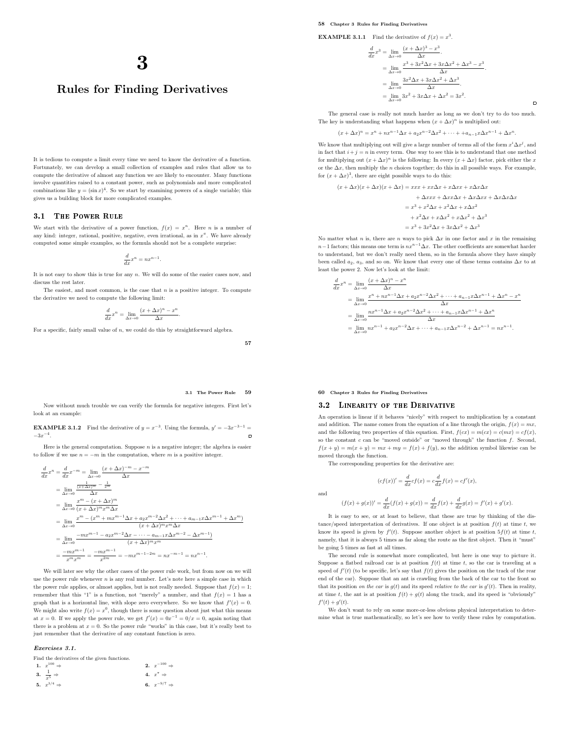# 3

# Rules for Finding Derivatives

It is tedious to compute a limit every time we need to know the derivative of a function. Fortunately, we can develop a small collection of examples and rules that allow us to compute the derivative of almost any function we are likely to encounter. Many functions involve quantities raised to a constant power, such as polynomials and more complicated combinations like $y = (\sin x)^4$. So we start by examining powers of a single variable; this gives us a building block for more complicated examples.

## 3.1 The Power Rule

We start with the derivative of a power function, $f(x) = x^n$. Here $n$ is a number of any kind: integer, rational, positive, negative, even irrational, as in $x^\pi$. We have already computed some simple examples, so the formula should not be a complete surprise:

$$\frac{d}{dx}x^n = nx^{n-1}.$$

It is not easy to show this is true for any $n$. We will do some of the easier cases now, and discuss the rest later.

The easiest, and most common, is the case that $n$ is a positive integer. To compute the derivative we need to compute the following limit:

$$\frac{d}{dx}x^n = \lim_{\Delta x\to 0}\frac{(x+\Delta x)^n - x^n}{\Delta x}.$$

For a specific, fairly small value of $n$, we could do this by straightforward algebra.

**EXAMPLE 3.1.1** Find the derivative of $f(x) = x^3$.

$$\begin{aligned}
\frac{d}{dx}x^3 &= \lim_{\Delta x\to 0}\frac{(x+\Delta x)^3 - x^3}{\Delta x}.\\
&= \lim_{\Delta x\to 0}\frac{x^3 + 3x^2\Delta x + 3x\Delta x^2 + \Delta x^3 - x^3}{\Delta x}.\\
&= \lim_{\Delta x\to 0}\frac{3x^2\Delta x + 3x\Delta x^2 + \Delta x^3}{\Delta x}.\\
&= \lim_{\Delta x\to 0} 3x^2 + 3x\Delta x + \Delta x^2 = 3x^2.
\end{aligned}$$

The general case is really not much harder as long as we don't try to do too much. The key is understanding what happens when $(x+\Delta x)^n$ is multiplied out:

$$(x+\Delta x)^n = x^n + nx^{n-1}\Delta x + a_2x^{n-2}\Delta x^2 + \cdots + a_{n-1}x\Delta x^{n-1} + \Delta x^n.$$

We know that multiplying out will give a large number of terms all of the form $x^i\Delta x^j$, and in fact that $i + j = n$ in every term. One way to see this is to understand that one method for multiplying out $(x+\Delta x)^n$ is the following: In every $(x+\Delta x)$ factor, pick either the $x$ or the $\Delta x$, then multiply the $n$ choices together; do this in all possible ways. For example, for $(x+\Delta x)^3$, there are eight possible ways to do this:

$$\begin{aligned}
(x+\Delta x)(x+\Delta x)(x+\Delta x) &= xxx + xx\Delta x + x\Delta x x + x\Delta x\Delta x\\
&\quad + \Delta x xx + \Delta x x\Delta x + \Delta x\Delta x x + \Delta x\Delta x\Delta x\\
&= x^3 + x^2\Delta x + x^2\Delta x + x\Delta x^2\\
&\quad + x^2\Delta x + x\Delta x^2 + x\Delta x^2 + \Delta x^3\\
&= x^3 + 3x^2\Delta x + 3x\Delta x^2 + \Delta x^3
\end{aligned}$$

No matter what $n$ is, there are $n$ ways to pick $\Delta x$ in one factor and $x$ in the remaining $n-1$ factors; this means one term is $nx^{n-1}\Delta x$. The other coefficients are somewhat harder to understand, but we don't really need them, so in the formula above they have simply been called $a_2$, $a_3$, and so on. We know that every one of these terms contains $\Delta x$ to at least the power 2. Now let's look at the limit:

$$\begin{aligned}
\frac{d}{dx}x^n &= \lim_{\Delta x\to 0}\frac{(x+\Delta x)^n - x^n}{\Delta x}\\
&= \lim_{\Delta x\to 0}\frac{x^n + nx^{n-1}\Delta x + a_2x^{n-2}\Delta x^2 + \cdots + a_{n-1}x\Delta x^{n-1} + \Delta x^n - x^n}{\Delta x}\\
&= \lim_{\Delta x\to 0}\frac{nx^{n-1}\Delta x + a_2x^{n-2}\Delta x^2 + \cdots + a_{n-1}x\Delta x^{n-1} + \Delta x^n}{\Delta x}\\
&= \lim_{\Delta x\to 0} nx^{n-1} + a_2x^{n-2}\Delta x + \cdots + a_{n-1}x\Delta x^{n-2} + \Delta x^{n-1} = nx^{n-1}.
\end{aligned}$$

Now without much trouble we can verify the formula for negative integers. First let's look at an example:

**EXAMPLE 3.1.2** Find the derivative of $y = x^{-3}$. Using the formula, $y' = -3x^{-3-1} = -3x^{-4}$.

Here is the general computation. Suppose $n$ is a negative integer; the algebra is easier to follow if we use $n = -m$ in the computation, where $m$ is a positive integer.

$$\begin{aligned}
\frac{d}{dx}x^n = \frac{d}{dx}x^{-m} &= \lim_{\Delta x\to 0}\frac{(x+\Delta x)^{-m} - x^{-m}}{\Delta x}\\
&= \lim_{\Delta x\to 0}\frac{\frac{1}{(x+\Delta x)^m} - \frac{1}{x^m}}{\Delta x}\\
&= \lim_{\Delta x\to 0}\frac{x^m - (x+\Delta x)^m}{(x+\Delta x)^m x^m\Delta x}\\
&= \lim_{\Delta x\to 0}\frac{x^m - (x^m + mx^{m-1}\Delta x + a_2x^{m-2}\Delta x^2 + \cdots + a_{m-1}x\Delta x^{m-1} + \Delta x^m)}{(x+\Delta x)^m x^m\Delta x}\\
&= \lim_{\Delta x\to 0}\frac{-mx^{m-1} - a_2x^{m-2}\Delta x - \cdots - a_{m-1}x\Delta x^{m-2} - \Delta x^{m-1})}{(x+\Delta x)^m x^m}\\
&= \frac{-mx^{m-1}}{x^m x^m} = \frac{-mx^{m-1}}{x^{2m}} = -mx^{m-1-2m} = nx^{-m-1} = nx^{n-1}.
\end{aligned}$$

We will later see why the other cases of the power rule work, but from now on we will use the power rule whenever $n$ is any real number. Let's note here a simple case in which the power rule applies, or almost applies, but is not really needed. Suppose that $f(x) = 1$; remember that this "1" is a function, not "merely" a number, and that $f(x) = 1$ has a graph that is a horizontal line, with slope zero everywhere. So we know that $f'(x) = 0$. We might also write $f(x) = x^0$, though there is some question about just what this means at $x = 0$. If we apply the power rule, we get $f'(x) = 0x^{-1} = 0/x = 0$, again noting that there is a problem at $x = 0$. So the power rule "works" in this case, but it's really best to just remember that the derivative of any constant function is zero.

***Exercises 3.1.***

Find the derivatives of the given functions.

**1.** $x^{100} \Rightarrow$

**2.** $x^{-100} \Rightarrow$

**3.** $\dfrac{1}{x^5} \Rightarrow$

**4.** $x^\pi \Rightarrow$

**5.** $x^{3/4} \Rightarrow$

**6.** $x^{-9/7} \Rightarrow$

## 3.2 Linearity of the Derivative

An operation is linear if it behaves "nicely" with respect to multiplication by a constant and addition. The name comes from the equation of a line through the origin, $f(x) = mx$, and the following two properties of this equation. First, $f(cx) = m(cx) = c(mx) = cf(x)$, so the constant $c$ can be "moved outside" or "moved through" the function $f$. Second, $f(x+y) = m(x+y) = mx + my = f(x) + f(y)$, so the addition symbol likewise can be moved through the function.

The corresponding properties for the derivative are:

$$(cf(x))' = \frac{d}{dx}cf(x) = c\frac{d}{dx}f(x) = cf'(x),$$

and

$$(f(x)+g(x))' = \frac{d}{dx}(f(x)+g(x)) = \frac{d}{dx}f(x) + \frac{d}{dx}g(x) = f'(x) + g'(x).$$

It is easy to see, or at least to believe, that these are true by thinking of the distance/speed interpretation of derivatives. If one object is at position $f(t)$ at time $t$, we know its speed is given by $f'(t)$. Suppose another object is at position $5f(t)$ at time $t$, namely, that it is always 5 times as far along the route as the first object. Then it "must" be going 5 times as fast at all times.

The second rule is somewhat more complicated, but here is one way to picture it. Suppose a flatbed railroad car is at position $f(t)$ at time $t$, so the car is traveling at a speed of $f'(t)$ (to be specific, let's say that $f(t)$ gives the position on the track of the rear end of the car). Suppose that an ant is crawling from the back of the car to the front so that its position *on the car* is $g(t)$ and its speed *relative to the car* is $g'(t)$. Then in reality, at time $t$, the ant is at position $f(t) + g(t)$ along the track, and its speed is "obviously" $f'(t) + g'(t)$.

We don't want to rely on some more-or-less obvious physical interpretation to determine what is true mathematically, so let's see how to verify these rules by computation.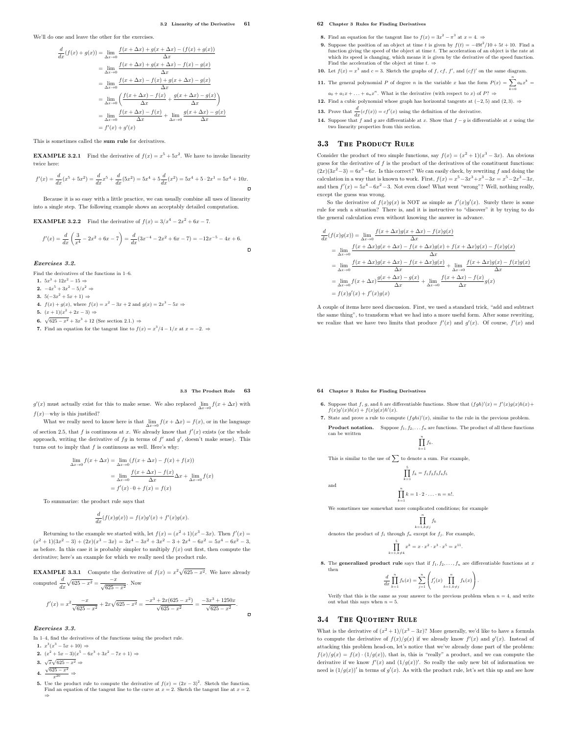We'll do one and leave the other for the exercises.

$$
\begin{aligned}
\frac{d}{dx}(f(x)+g(x)) &= \lim_{\Delta x\to 0} \frac{f(x+\Delta x)+g(x+\Delta x)-(f(x)+g(x))}{\Delta x} \\
&= \lim_{\Delta x\to 0} \frac{f(x+\Delta x)+g(x+\Delta x)-f(x)-g(x)}{\Delta x} \\
&= \lim_{\Delta x\to 0} \frac{f(x+\Delta x)-f(x)+g(x+\Delta x)-g(x)}{\Delta x} \\
&= \lim_{\Delta x\to 0} \left(\frac{f(x+\Delta x)-f(x)}{\Delta x}+\frac{g(x+\Delta x)-g(x)}{\Delta x}\right) \\
&= \lim_{\Delta x\to 0} \frac{f(x+\Delta x)-f(x)}{\Delta x}+\lim_{\Delta x\to 0}\frac{g(x+\Delta x)-g(x)}{\Delta x} \\
&= f'(x)+g'(x)
\end{aligned}
$$

This is sometimes called the **sum rule** for derivatives.

**EXAMPLE 3.2.1** Find the derivative of $f(x)=x^5+5x^2$. We have to invoke linearity twice here:

$$
f'(x)=\frac{d}{dx}(x^5+5x^2)=\frac{d}{dx}x^5+\frac{d}{dx}(5x^2)=5x^4+5\frac{d}{dx}(x^2)=5x^4+5\cdot 2x^1=5x^4+10x.
$$

Because it is so easy with a little practice, we can usually combine all uses of linearity into a single step. The following example shows an acceptably detailed computation.

**EXAMPLE 3.2.2** Find the derivative of $f(x)=3/x^4-2x^2+6x-7$.

$$
f'(x)=\frac{d}{dx}\left(\frac{3}{x^4}-2x^2+6x-7\right)=\frac{d}{dx}(3x^{-4}-2x^2+6x-7)=-12x^{-5}-4x+6.
$$

***Exercises 3.2.***

Find the derivatives of the functions in 1–6.

**1.** $5x^3+12x^2-15$ ⇒

**2.** $-4x^5+3x^2-5/x^2$ ⇒

**3.** $5(-3x^2+5x+1)$ ⇒

**4.** $f(x)+g(x)$, where $f(x)=x^2-3x+2$ and $g(x)=2x^3-5x$ ⇒

**5.** $(x+1)(x^2+2x-3)$ ⇒

**6.** $\sqrt{625-x^2}+3x^3+12$ (See section 2.1.) ⇒

**7.** Find an equation for the tangent line to $f(x)=x^3/4-1/x$ at $x=-2$. ⇒

**8.** Find an equation for the tangent line to $f(x)=3x^2-\pi^3$ at $x=4$. ⇒

**9.** Suppose the position of an object at time $t$ is given by $f(t)=-49t^2/10+5t+10$. Find a function giving the speed of the object at time $t$. The acceleration of an object is the rate at which its speed is changing, which means it is given by the derivative of the speed function. Find the acceleration of the object at time $t$. ⇒

**10.** Let $f(x)=x^3$ and $c=3$. Sketch the graphs of $f$, $cf$, $f'$, and $(cf)'$ on the same diagram.

**11.** The general polynomial $P$ of degree $n$ in the variable $x$ has the form $P(x)=\sum_{k=0}^{n} a_k x^k = a_0+a_1x+\ldots+a_nx^n$. What is the derivative (with respect to $x$) of $P$? ⇒

**12.** Find a cubic polynomial whose graph has horizontal tangents at $(-2,5)$ and $(2,3)$. ⇒

**13.** Prove that $\frac{d}{dx}(cf(x))=cf'(x)$ using the definition of the derivative.

**14.** Suppose that $f$ and $g$ are differentiable at $x$. Show that $f-g$ is differentiable at $x$ using the two linearity properties from this section.

## 3.3 The Product Rule

Consider the product of two simple functions, say $f(x)=(x^2+1)(x^3-3x)$. An obvious guess for the derivative of $f$ is the product of the derivatives of the constituent functions: $(2x)(3x^2-3)=6x^3-6x$. Is this correct? We can easily check, by rewriting $f$ and doing the calculation in a way that is known to work. First, $f(x)=x^5-3x^3+x^3-3x=x^5-2x^3-3x$, and then $f'(x)=5x^4-6x^2-3$. Not even close! What went "wrong"? Well, nothing really, except the guess was wrong.

So the derivative of $f(x)g(x)$ is NOT as simple as $f'(x)g'(x)$. Surely there is some rule for such a situation? There is, and it is instructive to "discover" it by trying to do the general calculation even without knowing the answer in advance.

$$
\begin{aligned}
\frac{d}{dx}(f(x)g(x)) &= \lim_{\Delta x\to 0}\frac{f(x+\Delta x)g(x+\Delta x)-f(x)g(x)}{\Delta x} \\
&= \lim_{\Delta x\to 0}\frac{f(x+\Delta x)g(x+\Delta x)-f(x+\Delta x)g(x)+f(x+\Delta x)g(x)-f(x)g(x)}{\Delta x} \\
&= \lim_{\Delta x\to 0}\frac{f(x+\Delta x)g(x+\Delta x)-f(x+\Delta x)g(x)}{\Delta x}+\lim_{\Delta x\to 0}\frac{f(x+\Delta x)g(x)-f(x)g(x)}{\Delta x} \\
&= \lim_{\Delta x\to 0} f(x+\Delta x)\frac{g(x+\Delta x)-g(x)}{\Delta x}+\lim_{\Delta x\to 0}\frac{f(x+\Delta x)-f(x)}{\Delta x}g(x) \\
&= f(x)g'(x)+f'(x)g(x)
\end{aligned}
$$

A couple of items here need discussion. First, we used a standard trick, "add and subtract the same thing", to transform what we had into a more useful form. After some rewriting, we realize that we have two limits that produce $f'(x)$ and $g'(x)$. Of course, $f'(x)$ and $g'(x)$ must actually exist for this to make sense. We also replaced $\lim_{\Delta x\to 0} f(x+\Delta x)$ with $f(x)$—why is this justified?

What we really need to know here is that $\lim_{\Delta x\to 0} f(x+\Delta x)=f(x)$, or in the language of section 2.5, that $f$ is continuous at $x$. We already know that $f'(x)$ exists (or the whole approach, writing the derivative of $fg$ in terms of $f'$ and $g'$, doesn't make sense). This turns out to imply that $f$ is continuous as well. Here's why:

$$
\begin{aligned}
\lim_{\Delta x\to 0} f(x+\Delta x) &= \lim_{\Delta x\to 0}(f(x+\Delta x)-f(x)+f(x)) \\
&= \lim_{\Delta x\to 0}\frac{f(x+\Delta x)-f(x)}{\Delta x}\Delta x+\lim_{\Delta x\to 0} f(x) \\
&= f'(x)\cdot 0+f(x)=f(x)
\end{aligned}
$$

To summarize: the product rule says that

$$
\frac{d}{dx}(f(x)g(x))=f(x)g'(x)+f'(x)g(x).
$$

Returning to the example we started with, let $f(x)=(x^2+1)(x^3-3x)$. Then $f'(x)=(x^2+1)(3x^2-3)+(2x)(x^3-3x)=3x^4-3x^2+3x^2-3+2x^4-6x^2=5x^4-6x^2-3$, as before. In this case it is probably simpler to multiply $f(x)$ out first, then compute the derivative; here's an example for which we really need the product rule.

**EXAMPLE 3.3.1** Compute the derivative of $f(x)=x^2\sqrt{625-x^2}$. We have already computed $\frac{d}{dx}\sqrt{625-x^2}=\frac{-x}{\sqrt{625-x^2}}$. Now

$$
f'(x)=x^2\frac{-x}{\sqrt{625-x^2}}+2x\sqrt{625-x^2}=\frac{-x^3+2x(625-x^2)}{\sqrt{625-x^2}}=\frac{-3x^3+1250x}{\sqrt{625-x^2}}.
$$

***Exercises 3.3.***

In 1–4, find the derivatives of the functions using the product rule.

**1.** $x^3(x^3-5x+10)$ ⇒

**2.** $(x^2+5x-3)(x^5-6x^3+3x^2-7x+1)$ ⇒

**3.** $\sqrt{x}\sqrt{625-x^2}$ ⇒

**4.** $\dfrac{\sqrt{625-x^2}}{x^{20}}$ ⇒

**5.** Use the product rule to compute the derivative of $f(x)=(2x-3)^2$. Sketch the function. Find an equation of the tangent line to the curve at $x=2$. Sketch the tangent line at $x=2$. ⇒

**6.** Suppose that $f$, $g$, and $h$ are differentiable functions. Show that $(fgh)'(x)=f'(x)g(x)h(x)+f(x)g'(x)h(x)+f(x)g(x)h'(x)$.

**7.** State and prove a rule to compute $(fghi)'(x)$, similar to the rule in the previous problem.

**Product notation.** Suppose $f_1, f_2, \ldots f_n$ are functions. The product of all these functions can be written

$$
\prod_{k=1}^{n} f_k.
$$

This is similar to the use of $\sum$ to denote a sum. For example,

$$
\prod_{k=1}^{5} f_k = f_1f_2f_3f_4f_5
$$

and

$$
\prod_{k=1}^{n} k = 1\cdot 2\cdot \ldots \cdot n = n!.
$$

We sometimes use somewhat more complicated conditions; for example

$$
\prod_{k=1,k\neq j}^{n} f_k
$$

denotes the product of $f_1$ through $f_n$ except for $f_j$. For example,

$$
\prod_{k=1,k\neq 4}^{5} x^k = x\cdot x^2\cdot x^3\cdot x^5 = x^{11}.
$$

**8.** The **generalized product rule** says that if $f_1, f_2, \ldots, f_n$ are differentiable functions at $x$ then

$$
\frac{d}{dx}\prod_{k=1}^{n} f_k(x)=\sum_{j=1}^{n}\left(f_j'(x)\prod_{k=1,k\neq j}^{n} f_k(x)\right).
$$

Verify that this is the same as your answer to the previous problem when $n=4$, and write out what this says when $n=5$.

## 3.4 The Quotient Rule

What is the derivative of $(x^2+1)/(x^3-3x)$? More generally, we'd like to have a formula to compute the derivative of $f(x)/g(x)$ if we already know $f'(x)$ and $g'(x)$. Instead of attacking this problem head-on, let's notice that we've already done part of the problem: $f(x)/g(x)=f(x)\cdot(1/g(x))$, that is, this is "really" a product, and we can compute the derivative if we know $f'(x)$ and $(1/g(x))'$. So really the only new bit of information we need is $(1/g(x))'$ in terms of $g'(x)$. As with the product rule, let's set this up and see how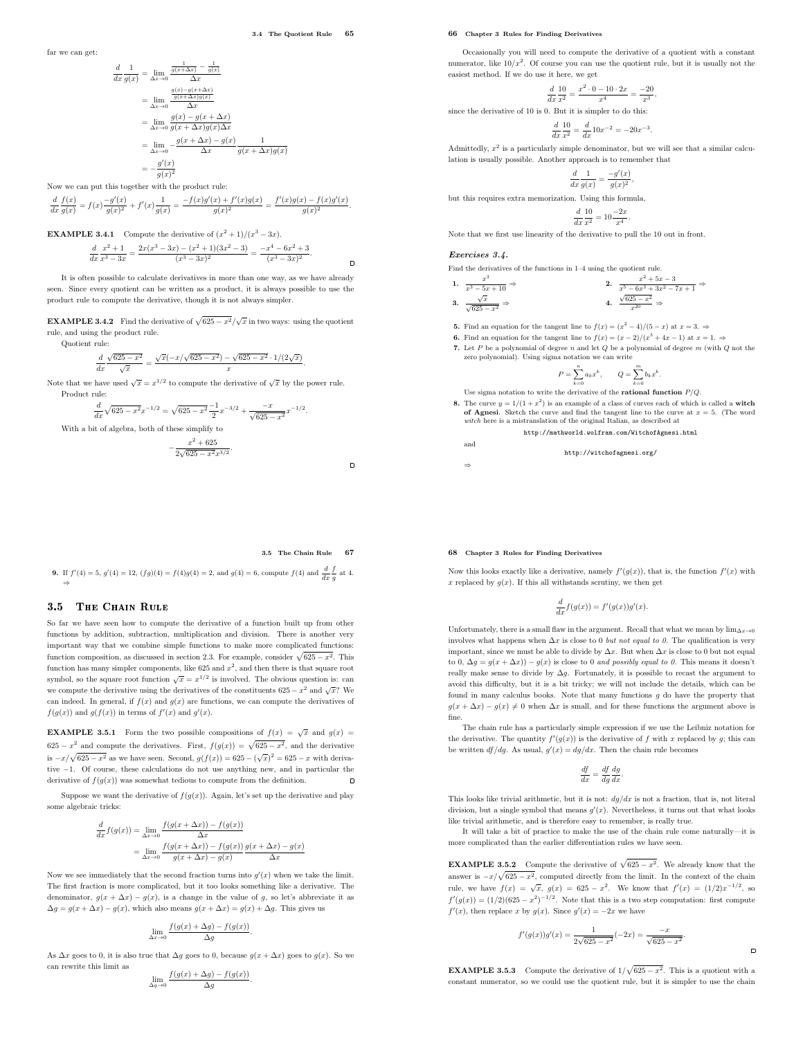far we can get:

$$\begin{aligned}
\frac{d}{dx}\frac{1}{g(x)} &= \lim_{\Delta x\to 0}\frac{\frac{1}{g(x+\Delta x)}-\frac{1}{g(x)}}{\Delta x}\\
&= \lim_{\Delta x\to 0}\frac{\frac{g(x)-g(x+\Delta x)}{g(x+\Delta x)g(x)}}{\Delta x}\\
&= \lim_{\Delta x\to 0}\frac{g(x)-g(x+\Delta x)}{g(x+\Delta x)g(x)\Delta x}\\
&= \lim_{\Delta x\to 0}-\frac{g(x+\Delta x)-g(x)}{\Delta x}\frac{1}{g(x+\Delta x)g(x)}\\
&= -\frac{g'(x)}{g(x)^2}
\end{aligned}$$

Now we can put this together with the product rule:

$$\frac{d}{dx}\frac{f(x)}{g(x)} = f(x)\frac{-g'(x)}{g(x)^2}+f'(x)\frac{1}{g(x)} = \frac{-f(x)g'(x)+f'(x)g(x)}{g(x)^2} = \frac{f'(x)g(x)-f(x)g'(x)}{g(x)^2}.$$

**EXAMPLE 3.4.1** Compute the derivative of $(x^2+1)/(x^3-3x)$.

$$\frac{d}{dx}\frac{x^2+1}{x^3-3x} = \frac{2x(x^3-3x)-(x^2+1)(3x^2-3)}{(x^3-3x)^2} = \frac{-x^4-6x^2+3}{(x^3-3x)^2}.$$

It is often possible to calculate derivatives in more than one way, as we have already seen. Since every quotient can be written as a product, it is always possible to use the product rule to compute the derivative, though it is not always simpler.

**EXAMPLE 3.4.2** Find the derivative of $\sqrt{625-x^2}/\sqrt{x}$ in two ways: using the quotient rule, and using the product rule.

Quotient rule:

$$\frac{d}{dx}\frac{\sqrt{625-x^2}}{\sqrt{x}} = \frac{\sqrt{x}(-x/\sqrt{625-x^2})-\sqrt{625-x^2}\cdot 1/(2\sqrt{x})}{x}.$$

Note that we have used $\sqrt{x}=x^{1/2}$ to compute the derivative of $\sqrt{x}$ by the power rule.

Product rule:

$$\frac{d}{dx}\sqrt{625-x^2}\,x^{-1/2} = \sqrt{625-x^2}\,\frac{-1}{2}x^{-3/2}+\frac{-x}{\sqrt{625-x^2}}x^{-1/2}.$$

With a bit of algebra, both of these simplify to

$$-\frac{x^2+625}{2\sqrt{625-x^2}\,x^{3/2}}.$$

Occasionally you will need to compute the derivative of a quotient with a constant numerator, like $10/x^2$. Of course you can use the quotient rule, but it is usually not the easiest method. If we do use it here, we get

$$\frac{d}{dx}\frac{10}{x^2} = \frac{x^2\cdot 0-10\cdot 2x}{x^4} = \frac{-20}{x^3},$$

since the derivative of 10 is 0. But it is simpler to do this:

$$\frac{d}{dx}\frac{10}{x^2} = \frac{d}{dx}10x^{-2} = -20x^{-3}.$$

Admittedly, $x^2$ is a particularly simple denominator, but we will see that a similar calculation is usually possible. Another approach is to remember that

$$\frac{d}{dx}\frac{1}{g(x)} = \frac{-g'(x)}{g(x)^2},$$

but this requires extra memorization. Using this formula,

$$\frac{d}{dx}\frac{10}{x^2} = 10\frac{-2x}{x^4}.$$

Note that we first use linearity of the derivative to pull the 10 out in front.

### *Exercises 3.4.*

Find the derivatives of the functions in 1–4 using the quotient rule.

1. $\dfrac{x^3}{x^3-5x+10}$ ⇒
2. $\dfrac{x^2+5x-3}{x^5-6x^3+3x^2-7x+1}$ ⇒
3. $\dfrac{\sqrt{x}}{\sqrt{625-x^2}}$ ⇒
4. $\dfrac{\sqrt{625-x^2}}{x^{20}}$ ⇒
5. Find an equation for the tangent line to $f(x)=(x^2-4)/(5-x)$ at $x=3$. ⇒
6. Find an equation for the tangent line to $f(x)=(x-2)/(x^3+4x-1)$ at $x=1$. ⇒
7. Let $P$ be a polynomial of degree $n$ and let $Q$ be a polynomial of degree $m$ (with $Q$ not the zero polynomial). Using sigma notation we can write

   $$P=\sum_{k=0}^{n}a_kx^k, \qquad Q=\sum_{k=0}^{m}b_kx^k.$$

   Use sigma notation to write the derivative of the **rational function** $P/Q$.
8. The curve $y=1/(1+x^2)$ is an example of a class of curves each of which is called a **witch of Agnesi**. Sketch the curve and find the tangent line to the curve at $x=5$. (The word *witch* here is a mistranslation of the original Italian, as described at

   http://mathworld.wolfram.com/WitchofAgnesi.html

   and

   http://witchofagnesi.org/

   ⇒
9. If $f'(4)=5$, $g'(4)=12$, $(fg)(4)=f(4)g(4)=2$, and $g(4)=6$, compute $f(4)$ and $\dfrac{d}{dx}\dfrac{f}{g}$ at 4. ⇒

## 3.5 The Chain Rule

So far we have seen how to compute the derivative of a function built up from other functions by addition, subtraction, multiplication and division. There is another very important way that we combine simple functions to make more complicated functions: function composition, as discussed in section 2.3. For example, consider $\sqrt{625-x^2}$. This function has many simpler components, like 625 and $x^2$, and then there is that square root symbol, so the square root function $\sqrt{x}=x^{1/2}$ is involved. The obvious question is: can we compute the derivative using the derivatives of the constituents $625-x^2$ and $\sqrt{x}$? We can indeed. In general, if $f(x)$ and $g(x)$ are functions, we can compute the derivatives of $f(g(x))$ and $g(f(x))$ in terms of $f'(x)$ and $g'(x)$.

**EXAMPLE 3.5.1** Form the two possible compositions of $f(x)=\sqrt{x}$ and $g(x)=625-x^2$ and compute the derivatives. First, $f(g(x))=\sqrt{625-x^2}$, and the derivative is $-x/\sqrt{625-x^2}$ as we have seen. Second, $g(f(x))=625-(\sqrt{x})^2=625-x$ with derivative $-1$. Of course, these calculations do not use anything new, and in particular the derivative of $f(g(x))$ was somewhat tedious to compute from the definition.

Suppose we want the derivative of $f(g(x))$. Again, let's set up the derivative and play some algebraic tricks:

$$\begin{aligned}
\frac{d}{dx}f(g(x)) &= \lim_{\Delta x\to 0}\frac{f(g(x+\Delta x))-f(g(x))}{\Delta x}\\
&= \lim_{\Delta x\to 0}\frac{f(g(x+\Delta x))-f(g(x))}{g(x+\Delta x)-g(x)}\frac{g(x+\Delta x)-g(x)}{\Delta x}
\end{aligned}$$

Now we see immediately that the second fraction turns into $g'(x)$ when we take the limit. The first fraction is more complicated, but it too looks something like a derivative. The denominator, $g(x+\Delta x)-g(x)$, is a change in the value of $g$, so let's abbreviate it as $\Delta g = g(x+\Delta x)-g(x)$, which also means $g(x+\Delta x)=g(x)+\Delta g$. This gives us

$$\lim_{\Delta x\to 0}\frac{f(g(x)+\Delta g)-f(g(x))}{\Delta g}.$$

As $\Delta x$ goes to 0, it is also true that $\Delta g$ goes to 0, because $g(x+\Delta x)$ goes to $g(x)$. So we can rewrite this limit as

$$\lim_{\Delta g\to 0}\frac{f(g(x)+\Delta g)-f(g(x))}{\Delta g}.$$

Now this looks exactly like a derivative, namely $f'(g(x))$, that is, the function $f'(x)$ with $x$ replaced by $g(x)$. If this all withstands scrutiny, we then get

$$\frac{d}{dx}f(g(x)) = f'(g(x))g'(x).$$

Unfortunately, there is a small flaw in the argument. Recall that what we mean by $\lim_{\Delta x\to 0}$ involves what happens when $\Delta x$ is close to 0 *but not equal to 0*. The qualification is very important, since we must be able to divide by $\Delta x$. But when $\Delta x$ is close to 0 but not equal to 0, $\Delta g = g(x+\Delta x)-g(x)$ is close to 0 *and possibly equal to 0*. This means it doesn't really make sense to divide by $\Delta g$. Fortunately, it is possible to recast the argument to avoid this difficulty, but it is a bit tricky; we will not include the details, which can be found in many calculus books. Note that many functions $g$ do have the property that $g(x+\Delta x)-g(x)\neq 0$ when $\Delta x$ is small, and for these functions the argument above is fine.

The chain rule has a particularly simple expression if we use the Leibniz notation for the derivative. The quantity $f'(g(x))$ is the derivative of $f$ with $x$ replaced by $g$; this can be written $df/dg$. As usual, $g'(x)=dg/dx$. Then the chain rule becomes

$$\frac{df}{dx} = \frac{df}{dg}\frac{dg}{dx}.$$

This looks like trivial arithmetic, but it is not: $dg/dx$ is not a fraction, that is, not literal division, but a single symbol that means $g'(x)$. Nevertheless, it turns out that what looks like trivial arithmetic, and is therefore easy to remember, is really true.

It will take a bit of practice to make the use of the chain rule come naturally—it is more complicated than the earlier differentiation rules we have seen.

**EXAMPLE 3.5.2** Compute the derivative of $\sqrt{625-x^2}$. We already know that the answer is $-x/\sqrt{625-x^2}$, computed directly from the limit. In the context of the chain rule, we have $f(x)=\sqrt{x}$, $g(x)=625-x^2$. We know that $f'(x)=(1/2)x^{-1/2}$, so $f'(g(x))=(1/2)(625-x^2)^{-1/2}$. Note that this is a two step computation: first compute $f'(x)$, then replace $x$ by $g(x)$. Since $g'(x)=-2x$ we have

$$f'(g(x))g'(x) = \frac{1}{2\sqrt{625-x^2}}(-2x) = \frac{-x}{\sqrt{625-x^2}}.$$

**EXAMPLE 3.5.3** Compute the derivative of $1/\sqrt{625-x^2}$. This is a quotient with a constant numerator, so we could use the quotient rule, but it is simpler to use the chain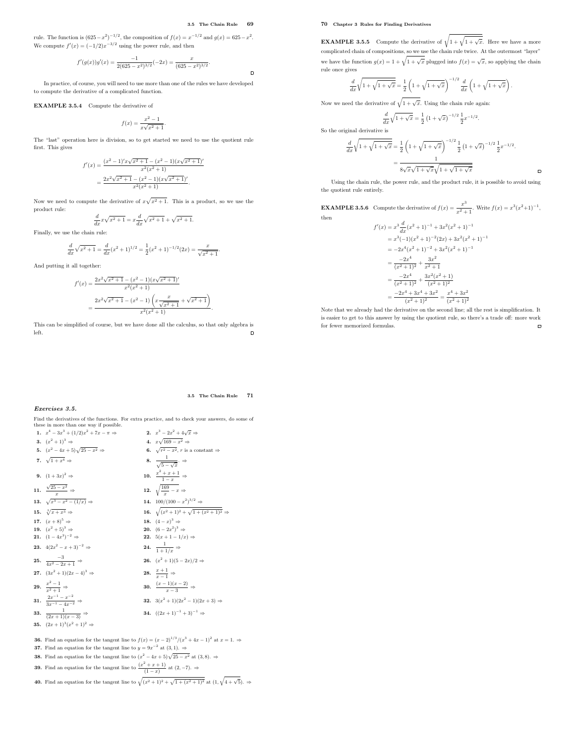rule. The function is $(625-x^2)^{-1/2}$, the composition of $f(x)=x^{-1/2}$ and $g(x)=625-x^2$. We compute $f'(x)=(-1/2)x^{-3/2}$ using the power rule, and then

$$f'(g(x))g'(x)=\frac{-1}{2(625-x^2)^{3/2}}(-2x)=\frac{x}{(625-x^2)^{3/2}}.$$

In practice, of course, you will need to use more than one of the rules we have developed to compute the derivative of a complicated function.

**EXAMPLE 3.5.4** Compute the derivative of

$$f(x)=\frac{x^2-1}{x\sqrt{x^2+1}}.$$

The "last" operation here is division, so to get started we need to use the quotient rule first. This gives

$$\begin{aligned} f'(x) &= \frac{(x^2-1)'x\sqrt{x^2+1}-(x^2-1)(x\sqrt{x^2+1})'}{x^2(x^2+1)} \\ &= \frac{2x^2\sqrt{x^2+1}-(x^2-1)(x\sqrt{x^2+1})'}{x^2(x^2+1)}. \end{aligned}$$

Now we need to compute the derivative of $x\sqrt{x^2+1}$. This is a product, so we use the product rule:

$$\frac{d}{dx}x\sqrt{x^2+1}=x\frac{d}{dx}\sqrt{x^2+1}+\sqrt{x^2+1}.$$

Finally, we use the chain rule:

$$\frac{d}{dx}\sqrt{x^2+1}=\frac{d}{dx}(x^2+1)^{1/2}=\frac{1}{2}(x^2+1)^{-1/2}(2x)=\frac{x}{\sqrt{x^2+1}}.$$

And putting it all together:

$$\begin{aligned} f'(x) &= \frac{2x^2\sqrt{x^2+1}-(x^2-1)(x\sqrt{x^2+1})'}{x^2(x^2+1)} \\ &= \frac{2x^2\sqrt{x^2+1}-(x^2-1)\left(x\frac{x}{\sqrt{x^2+1}}+\sqrt{x^2+1}\right)}{x^2(x^2+1)}. \end{aligned}$$

This can be simplified of course, but we have done all the calculus, so that only algebra is left.

**EXAMPLE 3.5.5** Compute the derivative of $\sqrt{1+\sqrt{1+\sqrt{x}}}$. Here we have a more complicated chain of compositions, so we use the chain rule twice. At the outermost "layer" we have the function $g(x)=1+\sqrt{1+\sqrt{x}}$ plugged into $f(x)=\sqrt{x}$, so applying the chain rule once gives

$$\frac{d}{dx}\sqrt{1+\sqrt{1+\sqrt{x}}}=\frac{1}{2}\left(1+\sqrt{1+\sqrt{x}}\right)^{-1/2}\frac{d}{dx}\left(1+\sqrt{1+\sqrt{x}}\right).$$

Now we need the derivative of $\sqrt{1+\sqrt{x}}$. Using the chain rule again:

$$\frac{d}{dx}\sqrt{1+\sqrt{x}}=\frac{1}{2}\left(1+\sqrt{x}\right)^{-1/2}\frac{1}{2}x^{-1/2}.$$

So the original derivative is

$$\begin{aligned} \frac{d}{dx}\sqrt{1+\sqrt{1+\sqrt{x}}} &= \frac{1}{2}\left(1+\sqrt{1+\sqrt{x}}\right)^{-1/2}\frac{1}{2}\left(1+\sqrt{x}\right)^{-1/2}\frac{1}{2}x^{-1/2}. \\ &= \frac{1}{8\sqrt{x}\sqrt{1+\sqrt{x}}\sqrt{1+\sqrt{1+\sqrt{x}}}} \end{aligned}$$

Using the chain rule, the power rule, and the product rule, it is possible to avoid using the quotient rule entirely.

**EXAMPLE 3.5.6** Compute the derivative of $f(x)=\dfrac{x^3}{x^2+1}$. Write $f(x)=x^3(x^2+1)^{-1}$, then

$$\begin{aligned} f'(x) &= x^3\frac{d}{dx}(x^2+1)^{-1}+3x^2(x^2+1)^{-1} \\ &= x^3(-1)(x^2+1)^{-2}(2x)+3x^2(x^2+1)^{-1} \\ &= -2x^4(x^2+1)^{-2}+3x^2(x^2+1)^{-1} \\ &= \frac{-2x^4}{(x^2+1)^2}+\frac{3x^2}{x^2+1} \\ &= \frac{-2x^4}{(x^2+1)^2}+\frac{3x^2(x^2+1)}{(x^2+1)^2} \\ &= \frac{-2x^4+3x^4+3x^2}{(x^2+1)^2}=\frac{x^4+3x^2}{(x^2+1)^2} \end{aligned}$$

Note that we already had the derivative on the second line; all the rest is simplification. It is easier to get to this answer by using the quotient rule, so there's a trade off: more work for fewer memorized formulas.

### *Exercises 3.5.*

Find the derivatives of the functions. For extra practice, and to check your answers, do some of these in more than one way if possible.

**1.** $x^4-3x^3+(1/2)x^2+7x-\pi \Rightarrow$

**2.** $x^3-2x^2+4\sqrt{x} \Rightarrow$

**3.** $(x^2+1)^3 \Rightarrow$

**4.** $x\sqrt{169-x^2} \Rightarrow$

**5.** $(x^2-4x+5)\sqrt{25-x^2} \Rightarrow$

**6.** $\sqrt{r^2-x^2}$, $r$ is a constant $\Rightarrow$

**7.** $\sqrt{1+x^4} \Rightarrow$

**8.** $\dfrac{1}{\sqrt{5-\sqrt{x}}}. \Rightarrow$

**9.** $(1+3x)^2 \Rightarrow$

**10.** $\dfrac{x^2+x+1}{1-x} \Rightarrow$

**11.** $\dfrac{\sqrt{25-x^2}}{x} \Rightarrow$

**12.** $\sqrt{\dfrac{169}{x}-x} \Rightarrow$

**13.** $\sqrt{x^3-x^2-(1/x)} \Rightarrow$

**14.** $100/(100-x^2)^{3/2} \Rightarrow$

**15.** $\sqrt[3]{x+x^3} \Rightarrow$

**16.** $\sqrt{(x^2+1)^2+\sqrt{1+(x^2+1)^2}} \Rightarrow$

**17.** $(x+8)^5 \Rightarrow$

**18.** $(4-x)^3 \Rightarrow$

**19.** $(x^2+5)^3 \Rightarrow$

**20.** $(6-2x^2)^3 \Rightarrow$

**21.** $(1-4x^3)^{-2} \Rightarrow$

**22.** $5(x+1-1/x) \Rightarrow$

**23.** $4(2x^2-x+3)^{-2} \Rightarrow$

**24.** $\dfrac{1}{1+1/x} \Rightarrow$

**25.** $\dfrac{-3}{4x^2-2x+1} \Rightarrow$

**26.** $(x^2+1)(5-2x)/2 \Rightarrow$

**27.** $(3x^2+1)(2x-4)^3 \Rightarrow$

**28.** $\dfrac{x+1}{x-1} \Rightarrow$

**29.** $\dfrac{x^2-1}{x^2+1} \Rightarrow$

**30.** $\dfrac{(x-1)(x-2)}{x-3} \Rightarrow$

**31.** $\dfrac{2x^{-1}-x^{-2}}{3x^{-1}-4x^{-2}} \Rightarrow$

**32.** $3(x^2+1)(2x^2-1)(2x+3) \Rightarrow$

**33.** $\dfrac{1}{(2x+1)(x-3)} \Rightarrow$

**34.** $((2x+1)^{-1}+3)^{-1} \Rightarrow$

**35.** $(2x+1)^3(x^2+1)^2 \Rightarrow$

**36.** Find an equation for the tangent line to $f(x)=(x-2)^{1/3}/(x^3+4x-1)^2$ at $x=1$. $\Rightarrow$

**37.** Find an equation for the tangent line to $y=9x^{-2}$ at $(3,1)$. $\Rightarrow$

**38.** Find an equation for the tangent line to $(x^2-4x+5)\sqrt{25-x^2}$ at $(3,8)$. $\Rightarrow$

**39.** Find an equation for the tangent line to $\dfrac{(x^2+x+1)}{(1-x)}$ at $(2,-7)$. $\Rightarrow$

**40.** Find an equation for the tangent line to $\sqrt{(x^2+1)^2+\sqrt{1+(x^2+1)^2}}$ at $(1,\sqrt{4+\sqrt{5}})$. $\Rightarrow$